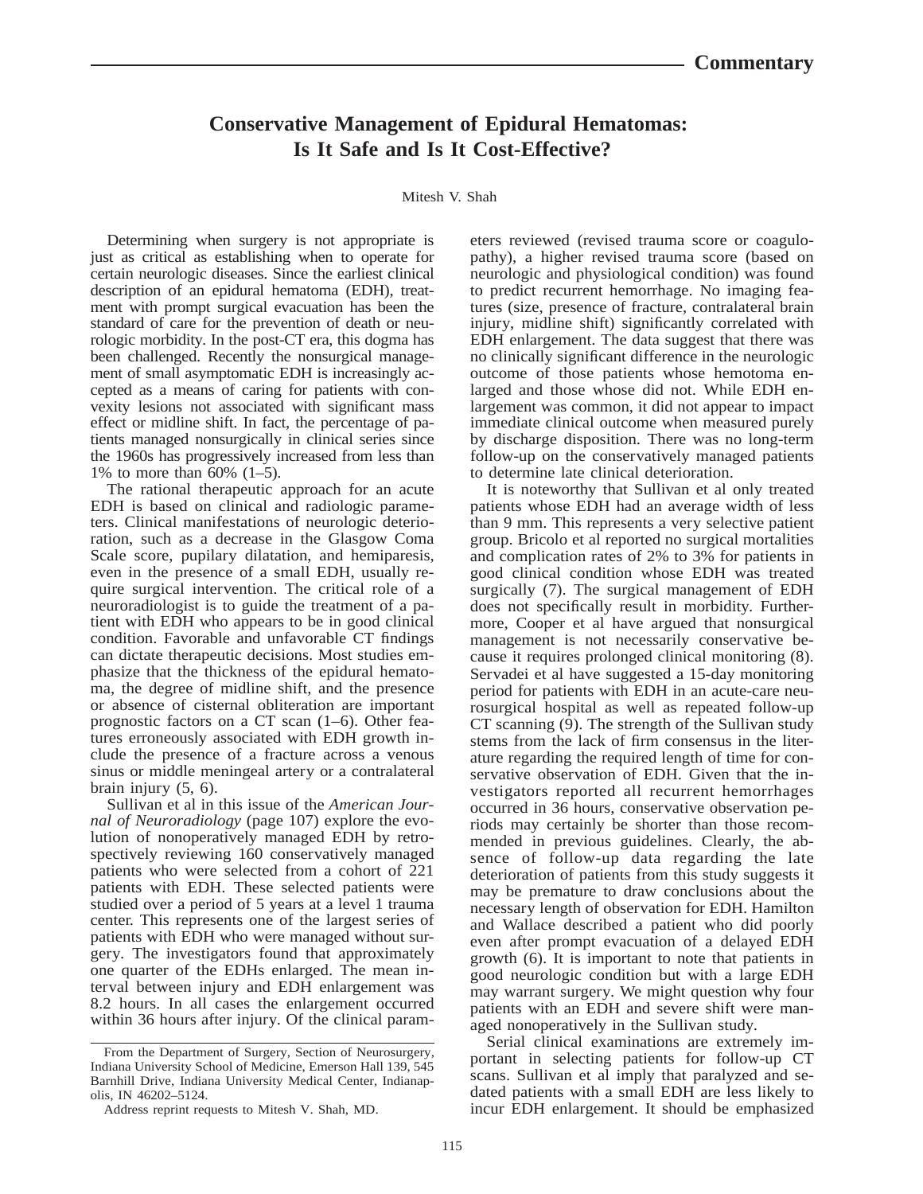**Commentary**

# Conservative Management of Epidural Hematomas: Is It Safe and Is It Cost-Effective?

Mitesh V. Shah

Determining when surgery is not appropriate is just as critical as establishing when to operate for certain neurologic diseases. Since the earliest clinical description of an epidural hematoma (EDH), treatment with prompt surgical evacuation has been the standard of care for the prevention of death or neurologic morbidity. In the post-CT era, this dogma has been challenged. Recently the nonsurgical management of small asymptomatic EDH is increasingly accepted as a means of caring for patients with convexity lesions not associated with significant mass effect or midline shift. In fact, the percentage of patients managed nonsurgically in clinical series since the 1960s has progressively increased from less than 1% to more than 60% (1–5).

The rational therapeutic approach for an acute EDH is based on clinical and radiologic parameters. Clinical manifestations of neurologic deterioration, such as a decrease in the Glasgow Coma Scale score, pupilary dilatation, and hemiparesis, even in the presence of a small EDH, usually require surgical intervention. The critical role of a neuroradiologist is to guide the treatment of a patient with EDH who appears to be in good clinical condition. Favorable and unfavorable CT findings can dictate therapeutic decisions. Most studies emphasize that the thickness of the epidural hematoma, the degree of midline shift, and the presence or absence of cisternal obliteration are important prognostic factors on a CT scan (1–6). Other features erroneously associated with EDH growth include the presence of a fracture across a venous sinus or middle meningeal artery or a contralateral brain injury (5, 6).

Sullivan et al in this issue of the *American Journal of Neuroradiology* (page 107) explore the evolution of nonoperatively managed EDH by retrospectively reviewing 160 conservatively managed patients who were selected from a cohort of 221 patients with EDH. These selected patients were studied over a period of 5 years at a level 1 trauma center. This represents one of the largest series of patients with EDH who were managed without surgery. The investigators found that approximately one quarter of the EDHs enlarged. The mean interval between injury and EDH enlargement was 8.2 hours. In all cases the enlargement occurred within 36 hours after injury. Of the clinical parameters reviewed (revised trauma score or coagulopathy), a higher revised trauma score (based on neurologic and physiological condition) was found to predict recurrent hemorrhage. No imaging features (size, presence of fracture, contralateral brain injury, midline shift) significantly correlated with EDH enlargement. The data suggest that there was no clinically significant difference in the neurologic outcome of those patients whose hemotoma enlarged and those whose did not. While EDH enlargement was common, it did not appear to impact immediate clinical outcome when measured purely by discharge disposition. There was no long-term follow-up on the conservatively managed patients to determine late clinical deterioration.

It is noteworthy that Sullivan et al only treated patients whose EDH had an average width of less than 9 mm. This represents a very selective patient group. Bricolo et al reported no surgical mortalities and complication rates of 2% to 3% for patients in good clinical condition whose EDH was treated surgically (7). The surgical management of EDH does not specifically result in morbidity. Furthermore, Cooper et al have argued that nonsurgical management is not necessarily conservative because it requires prolonged clinical monitoring (8). Servadei et al have suggested a 15-day monitoring period for patients with EDH in an acute-care neurosurgical hospital as well as repeated follow-up CT scanning (9). The strength of the Sullivan study stems from the lack of firm consensus in the literature regarding the required length of time for conservative observation of EDH. Given that the investigators reported all recurrent hemorrhages occurred in 36 hours, conservative observation periods may certainly be shorter than those recommended in previous guidelines. Clearly, the absence of follow-up data regarding the late deterioration of patients from this study suggests it may be premature to draw conclusions about the necessary length of observation for EDH. Hamilton and Wallace described a patient who did poorly even after prompt evacuation of a delayed EDH growth (6). It is important to note that patients in good neurologic condition but with a large EDH may warrant surgery. We might question why four patients with an EDH and severe shift were managed nonoperatively in the Sullivan study.

Serial clinical examinations are extremely important in selecting patients for follow-up CT scans. Sullivan et al imply that paralyzed and sedated patients with a small EDH are less likely to incur EDH enlargement. It should be emphasized

From the Department of Surgery, Section of Neurosurgery, Indiana University School of Medicine, Emerson Hall 139, 545 Barnhill Drive, Indiana University Medical Center, Indianapolis, IN 46202–5124.

Address reprint requests to Mitesh V. Shah, MD.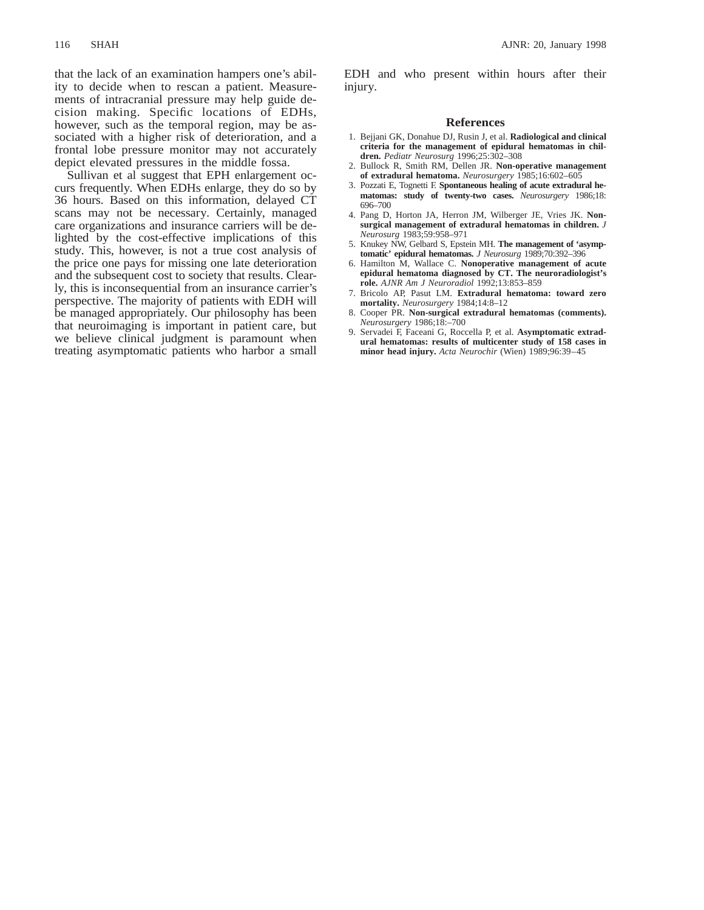that the lack of an examination hampers one's ability to decide when to rescan a patient. Measurements of intracranial pressure may help guide decision making. Specific locations of EDHs, however, such as the temporal region, may be associated with a higher risk of deterioration, and a frontal lobe pressure monitor may not accurately depict elevated pressures in the middle fossa.

Sullivan et al suggest that EPH enlargement occurs frequently. When EDHs enlarge, they do so by 36 hours. Based on this information, delayed CT scans may not be necessary. Certainly, managed care organizations and insurance carriers will be delighted by the cost-effective implications of this study. This, however, is not a true cost analysis of the price one pays for missing one late deterioration and the subsequent cost to society that results. Clearly, this is inconsequential from an insurance carrier's perspective. The majority of patients with EDH will be managed appropriately. Our philosophy has been that neuroimaging is important in patient care, but we believe clinical judgment is paramount when treating asymptomatic patients who harbor a small EDH and who present within hours after their injury.

## References

1. Bejjani GK, Donahue DJ, Rusin J, et al. **Radiological and clinical criteria for the management of epidural hematomas in children.** *Pediatr Neurosurg* 1996;25:302–308
2. Bullock R, Smith RM, Dellen JR. **Non-operative management of extradural hematoma.** *Neurosurgery* 1985;16:602–605
3. Pozzati E, Tognetti F. **Spontaneous healing of acute extradural hematomas: study of twenty-two cases.** *Neurosurgery* 1986;18:696–700
4. Pang D, Horton JA, Herron JM, Wilberger JE, Vries JK. **Nonsurgical management of extradural hematomas in children.** *J Neurosurg* 1983;59:958–971
5. Knukey NW, Gelbard S, Epstein MH. **The management of 'asymptomatic' epidural hematomas.** *J Neurosurg* 1989;70:392–396
6. Hamilton M, Wallace C. **Nonoperative management of acute epidural hematoma diagnosed by CT. The neuroradiologist's role.** *AJNR Am J Neuroradiol* 1992;13:853–859
7. Bricolo AP, Pasut LM. **Extradural hematoma: toward zero mortality.** *Neurosurgery* 1984;14:8–12
8. Cooper PR. **Non-surgical extradural hematomas (comments).** *Neurosurgery* 1986;18:–700
9. Servadei F, Faceani G, Roccella P, et al. **Asymptomatic extradural hematomas: results of multicenter study of 158 cases in minor head injury.** *Acta Neurochir* (Wien) 1989;96:39–45